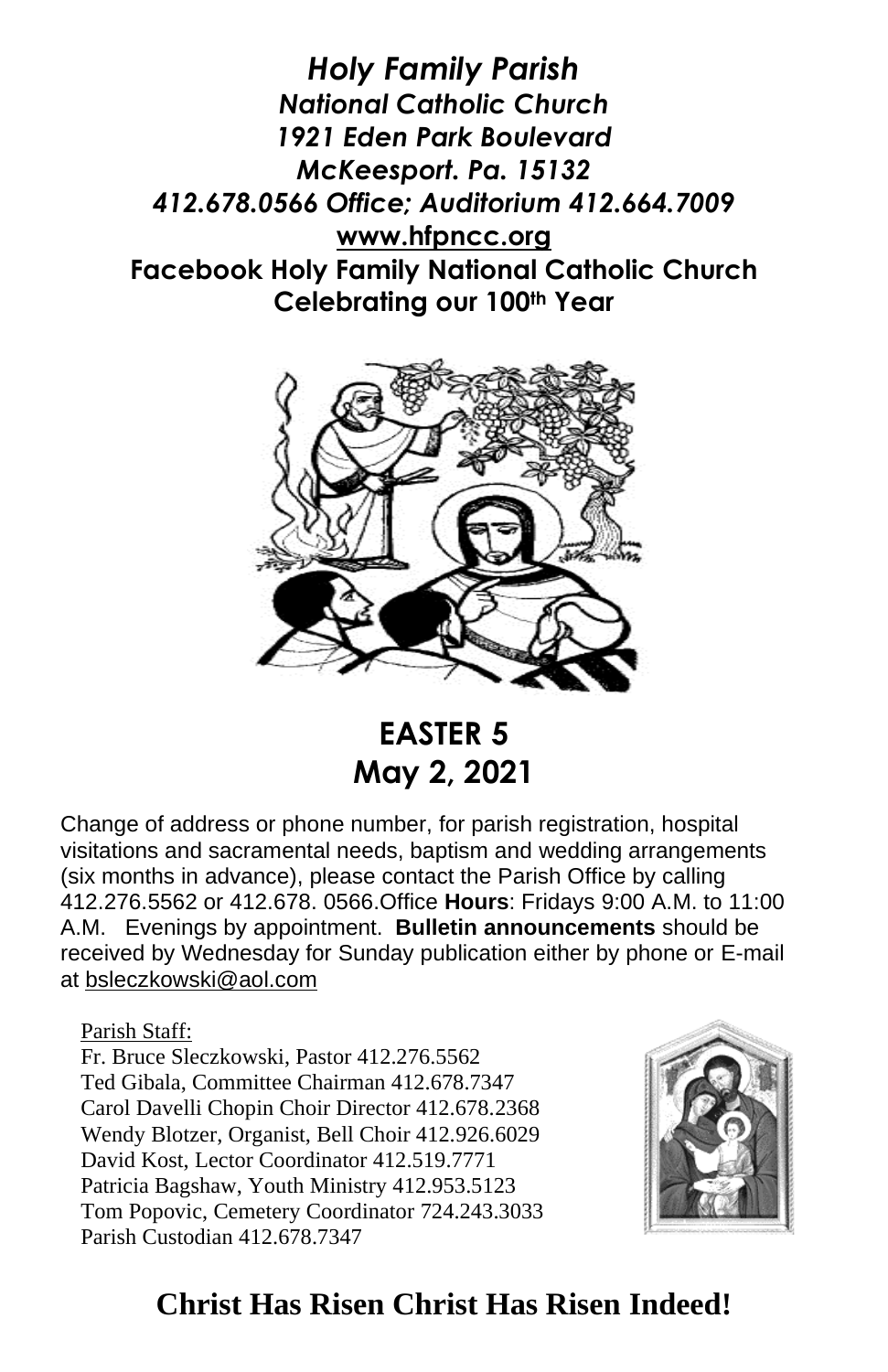# *Holy Family Parish*

***National Catholic Church***

***1921 Eden Park Boulevard***

***McKeesport. Pa. 15132***

***412.678.0566 Office; Auditorium 412.664.7009***

**www.hfpncc.org**

**Facebook Holy Family National Catholic Church**

**Celebrating our 100th Year**

## EASTER 5

## May 2, 2021

Change of address or phone number, for parish registration, hospital visitations and sacramental needs, baptism and wedding arrangements (six months in advance), please contact the Parish Office by calling 412.276.5562 or 412.678. 0566.Office **Hours**: Fridays 9:00 A.M. to 11:00 A.M. Evenings by appointment. **Bulletin announcements** should be received by Wednesday for Sunday publication either by phone or E-mail at bsleczkowski@aol.com

Parish Staff:

Fr. Bruce Sleczkowski, Pastor 412.276.5562
Ted Gibala, Committee Chairman 412.678.7347
Carol Davelli Chopin Choir Director 412.678.2368
Wendy Blotzer, Organist, Bell Choir 412.926.6029
David Kost, Lector Coordinator 412.519.7771
Patricia Bagshaw, Youth Ministry 412.953.5123
Tom Popovic, Cemetery Coordinator 724.243.3033
Parish Custodian 412.678.7347

## Christ Has Risen Christ Has Risen Indeed!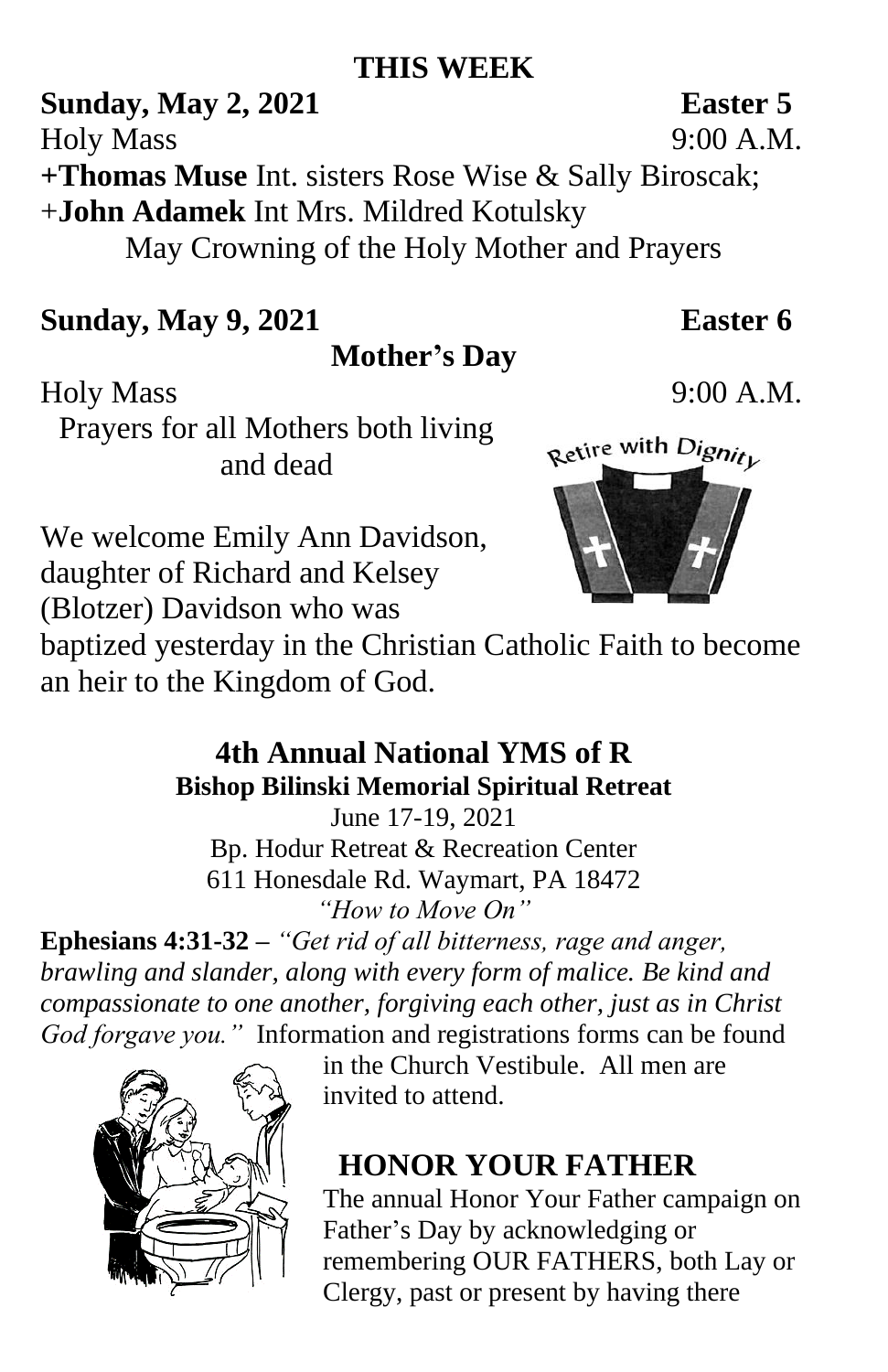## THIS WEEK

**Sunday, May 2, 2021** **Easter 5**

Holy Mass 9:00 A.M.

**+Thomas Muse** Int. sisters Rose Wise & Sally Biroscak;
+**John Adamek** Int Mrs. Mildred Kotulsky

May Crowning of the Holy Mother and Prayers

**Sunday, May 9, 2021** **Easter 6**

**Mother's Day**

Holy Mass 9:00 A.M.

Prayers for all Mothers both living and dead

Retire with Dignity

We welcome Emily Ann Davidson, daughter of Richard and Kelsey (Blotzer) Davidson who was baptized yesterday in the Christian Catholic Faith to become an heir to the Kingdom of God.

### 4th Annual National YMS of R

**Bishop Bilinski Memorial Spiritual Retreat**

June 17-19, 2021
Bp. Hodur Retreat & Recreation Center
611 Honesdale Rd. Waymart, PA 18472
*"How to Move On"*

**Ephesians 4:31-32 –** *"Get rid of all bitterness, rage and anger, brawling and slander, along with every form of malice. Be kind and compassionate to one another, forgiving each other, just as in Christ God forgave you."* Information and registrations forms can be found in the Church Vestibule. All men are invited to attend.

### HONOR YOUR FATHER

The annual Honor Your Father campaign on Father's Day by acknowledging or remembering OUR FATHERS, both Lay or Clergy, past or present by having there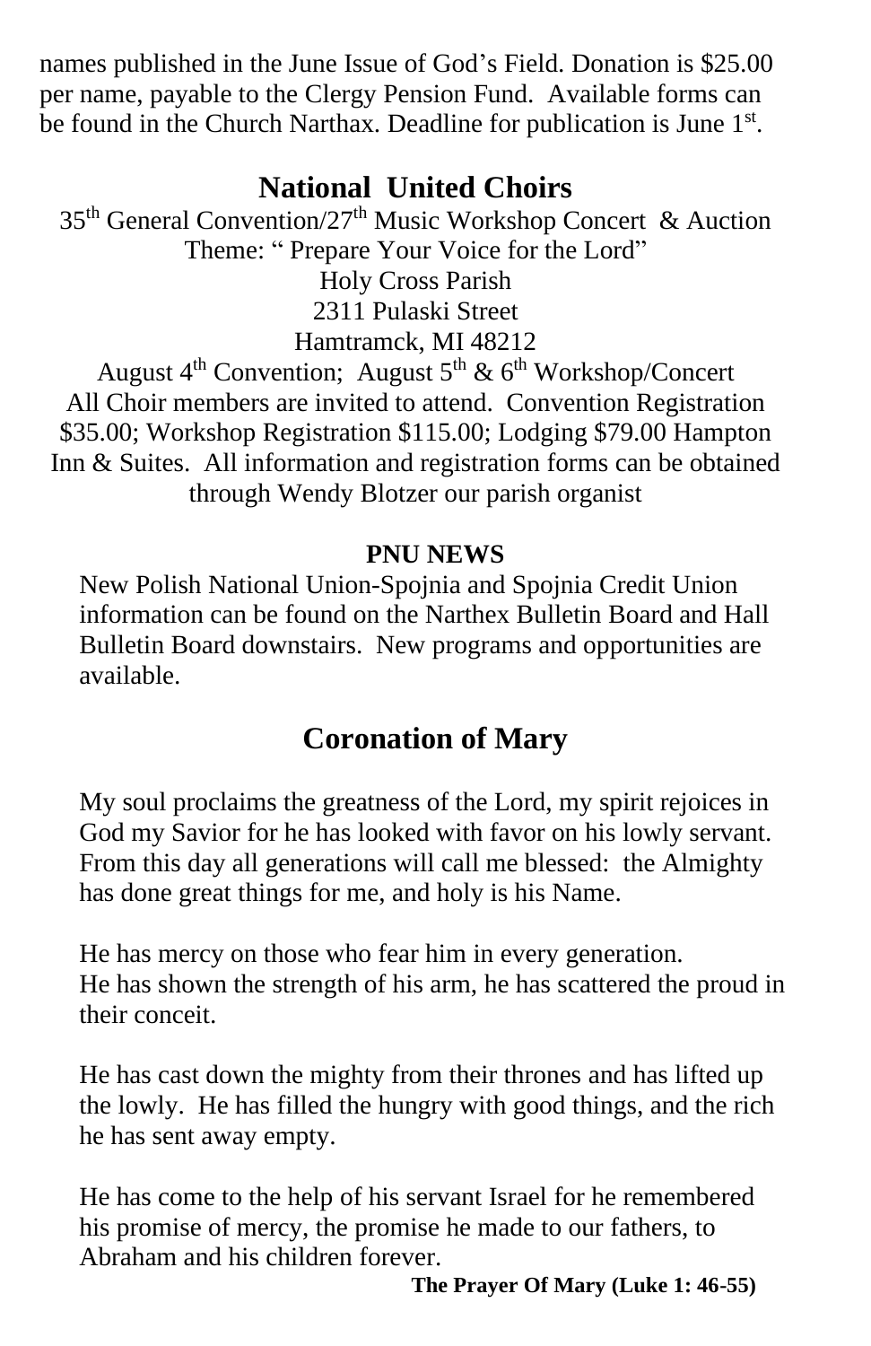names published in the June Issue of God's Field. Donation is $25.00 per name, payable to the Clergy Pension Fund. Available forms can be found in the Church Narthax. Deadline for publication is June 1st.

## National United Choirs

35th General Convention/27th Music Workshop Concert & Auction
Theme: " Prepare Your Voice for the Lord"
Holy Cross Parish
2311 Pulaski Street
Hamtramck, MI 48212
August 4th Convention; August 5th & 6th Workshop/Concert
All Choir members are invited to attend. Convention Registration $35.00; Workshop Registration $115.00; Lodging $79.00 Hampton Inn & Suites. All information and registration forms can be obtained through Wendy Blotzer our parish organist

**PNU NEWS**

New Polish National Union-Spojnia and Spojnia Credit Union information can be found on the Narthex Bulletin Board and Hall Bulletin Board downstairs. New programs and opportunities are available.

## Coronation of Mary

My soul proclaims the greatness of the Lord, my spirit rejoices in God my Savior for he has looked with favor on his lowly servant. From this day all generations will call me blessed: the Almighty has done great things for me, and holy is his Name.

He has mercy on those who fear him in every generation.
He has shown the strength of his arm, he has scattered the proud in their conceit.

He has cast down the mighty from their thrones and has lifted up the lowly. He has filled the hungry with good things, and the rich he has sent away empty.

He has come to the help of his servant Israel for he remembered his promise of mercy, the promise he made to our fathers, to Abraham and his children forever.

**The Prayer Of Mary (Luke 1: 46-55)**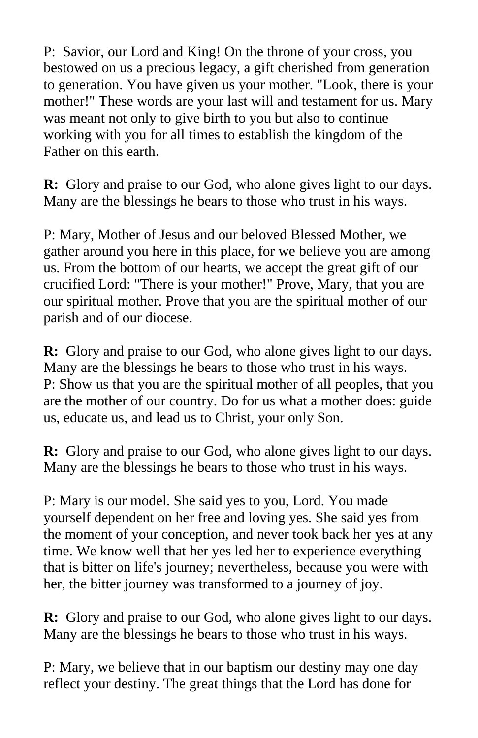P: Savior, our Lord and King! On the throne of your cross, you bestowed on us a precious legacy, a gift cherished from generation to generation. You have given us your mother. "Look, there is your mother!" These words are your last will and testament for us. Mary was meant not only to give birth to you but also to continue working with you for all times to establish the kingdom of the Father on this earth.

**R:** Glory and praise to our God, who alone gives light to our days. Many are the blessings he bears to those who trust in his ways.

P: Mary, Mother of Jesus and our beloved Blessed Mother, we gather around you here in this place, for we believe you are among us. From the bottom of our hearts, we accept the great gift of our crucified Lord: "There is your mother!" Prove, Mary, that you are our spiritual mother. Prove that you are the spiritual mother of our parish and of our diocese.

**R:** Glory and praise to our God, who alone gives light to our days. Many are the blessings he bears to those who trust in his ways.
P: Show us that you are the spiritual mother of all peoples, that you are the mother of our country. Do for us what a mother does: guide us, educate us, and lead us to Christ, your only Son.

**R:** Glory and praise to our God, who alone gives light to our days. Many are the blessings he bears to those who trust in his ways.

P: Mary is our model. She said yes to you, Lord. You made yourself dependent on her free and loving yes. She said yes from the moment of your conception, and never took back her yes at any time. We know well that her yes led her to experience everything that is bitter on life's journey; nevertheless, because you were with her, the bitter journey was transformed to a journey of joy.

**R:** Glory and praise to our God, who alone gives light to our days. Many are the blessings he bears to those who trust in his ways.

P: Mary, we believe that in our baptism our destiny may one day reflect your destiny. The great things that the Lord has done for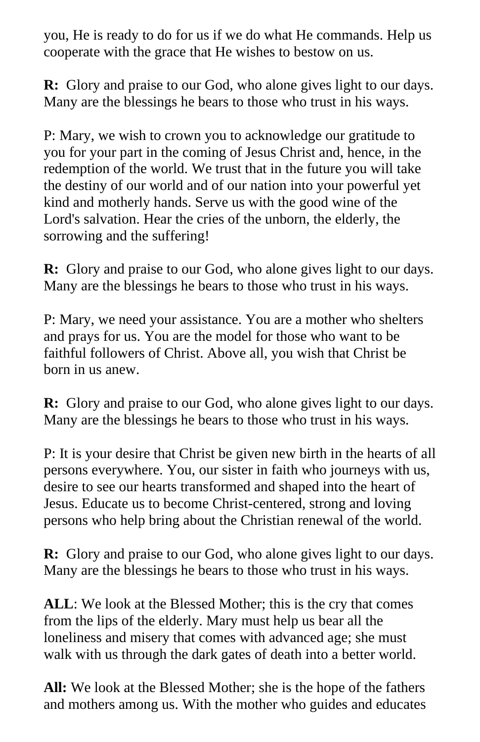you, He is ready to do for us if we do what He commands. Help us cooperate with the grace that He wishes to bestow on us.

**R:** Glory and praise to our God, who alone gives light to our days. Many are the blessings he bears to those who trust in his ways.

P: Mary, we wish to crown you to acknowledge our gratitude to you for your part in the coming of Jesus Christ and, hence, in the redemption of the world. We trust that in the future you will take the destiny of our world and of our nation into your powerful yet kind and motherly hands. Serve us with the good wine of the Lord's salvation. Hear the cries of the unborn, the elderly, the sorrowing and the suffering!

**R:** Glory and praise to our God, who alone gives light to our days. Many are the blessings he bears to those who trust in his ways.

P: Mary, we need your assistance. You are a mother who shelters and prays for us. You are the model for those who want to be faithful followers of Christ. Above all, you wish that Christ be born in us anew.

**R:** Glory and praise to our God, who alone gives light to our days. Many are the blessings he bears to those who trust in his ways.

P: It is your desire that Christ be given new birth in the hearts of all persons everywhere. You, our sister in faith who journeys with us, desire to see our hearts transformed and shaped into the heart of Jesus. Educate us to become Christ-centered, strong and loving persons who help bring about the Christian renewal of the world.

**R:** Glory and praise to our God, who alone gives light to our days. Many are the blessings he bears to those who trust in his ways.

**ALL**: We look at the Blessed Mother; this is the cry that comes from the lips of the elderly. Mary must help us bear all the loneliness and misery that comes with advanced age; she must walk with us through the dark gates of death into a better world.

**All:** We look at the Blessed Mother; she is the hope of the fathers and mothers among us. With the mother who guides and educates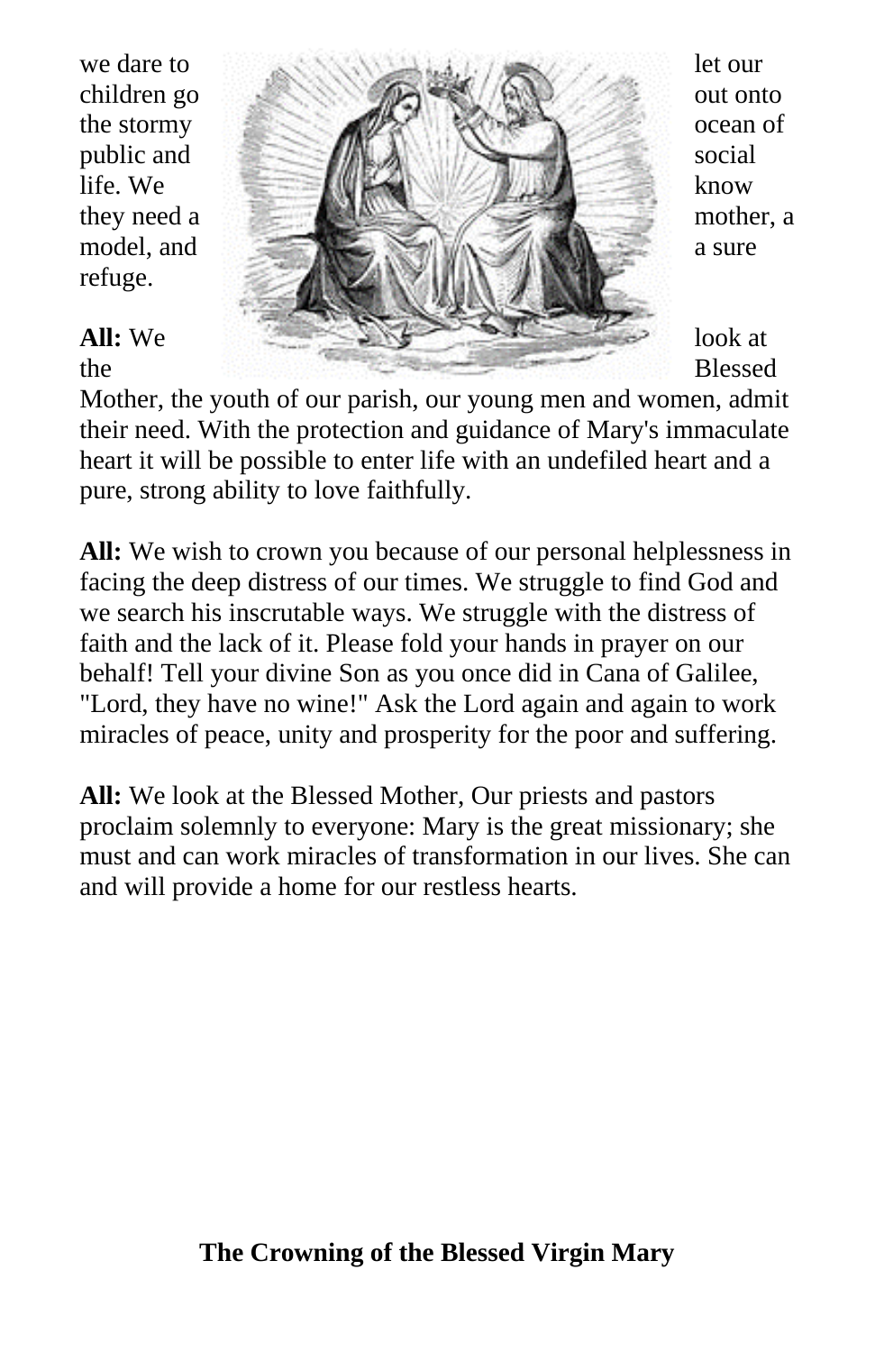we dare to let our children go out onto the stormy ocean of public and social life. We know they need a mother, a model, and a sure refuge.

**All:** We look at the Blessed Mother, the youth of our parish, our young men and women, admit their need. With the protection and guidance of Mary's immaculate heart it will be possible to enter life with an undefiled heart and a pure, strong ability to love faithfully.

**All:** We wish to crown you because of our personal helplessness in facing the deep distress of our times. We struggle to find God and we search his inscrutable ways. We struggle with the distress of faith and the lack of it. Please fold your hands in prayer on our behalf! Tell your divine Son as you once did in Cana of Galilee, "Lord, they have no wine!" Ask the Lord again and again to work miracles of peace, unity and prosperity for the poor and suffering.

**All:** We look at the Blessed Mother, Our priests and pastors proclaim solemnly to everyone: Mary is the great missionary; she must and can work miracles of transformation in our lives. She can and will provide a home for our restless hearts.

**The Crowning of the Blessed Virgin Mary**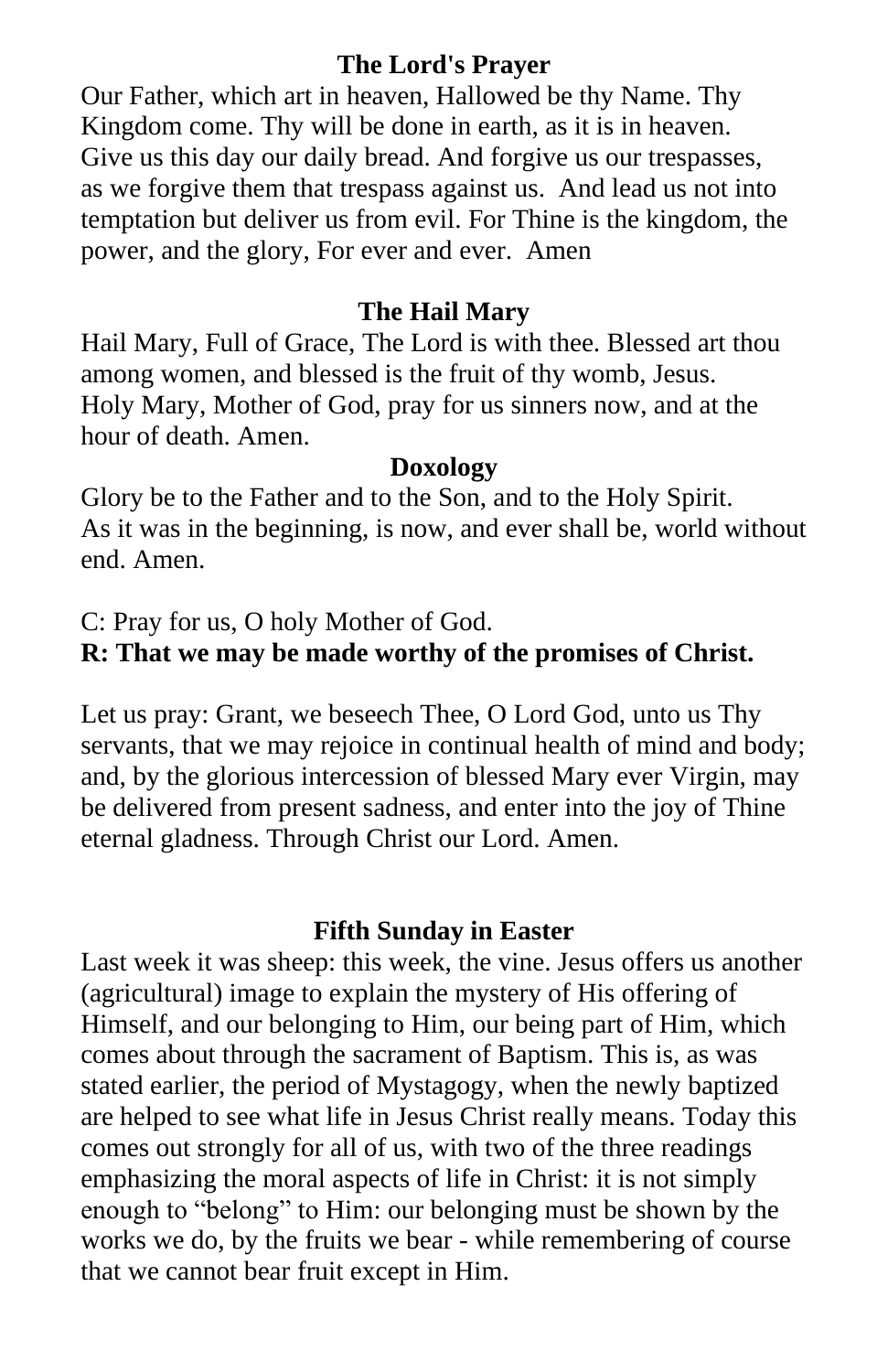### The Lord's Prayer

Our Father, which art in heaven, Hallowed be thy Name. Thy Kingdom come. Thy will be done in earth, as it is in heaven. Give us this day our daily bread. And forgive us our trespasses, as we forgive them that trespass against us. And lead us not into temptation but deliver us from evil. For Thine is the kingdom, the power, and the glory, For ever and ever. Amen

### The Hail Mary

Hail Mary, Full of Grace, The Lord is with thee. Blessed art thou among women, and blessed is the fruit of thy womb, Jesus. Holy Mary, Mother of God, pray for us sinners now, and at the hour of death. Amen.

### Doxology

Glory be to the Father and to the Son, and to the Holy Spirit. As it was in the beginning, is now, and ever shall be, world without end. Amen.

C: Pray for us, O holy Mother of God.
**R: That we may be made worthy of the promises of Christ.**

Let us pray: Grant, we beseech Thee, O Lord God, unto us Thy servants, that we may rejoice in continual health of mind and body; and, by the glorious intercession of blessed Mary ever Virgin, may be delivered from present sadness, and enter into the joy of Thine eternal gladness. Through Christ our Lord. Amen.

### Fifth Sunday in Easter

Last week it was sheep: this week, the vine. Jesus offers us another (agricultural) image to explain the mystery of His offering of Himself, and our belonging to Him, our being part of Him, which comes about through the sacrament of Baptism. This is, as was stated earlier, the period of Mystagogy, when the newly baptized are helped to see what life in Jesus Christ really means. Today this comes out strongly for all of us, with two of the three readings emphasizing the moral aspects of life in Christ: it is not simply enough to "belong" to Him: our belonging must be shown by the works we do, by the fruits we bear - while remembering of course that we cannot bear fruit except in Him.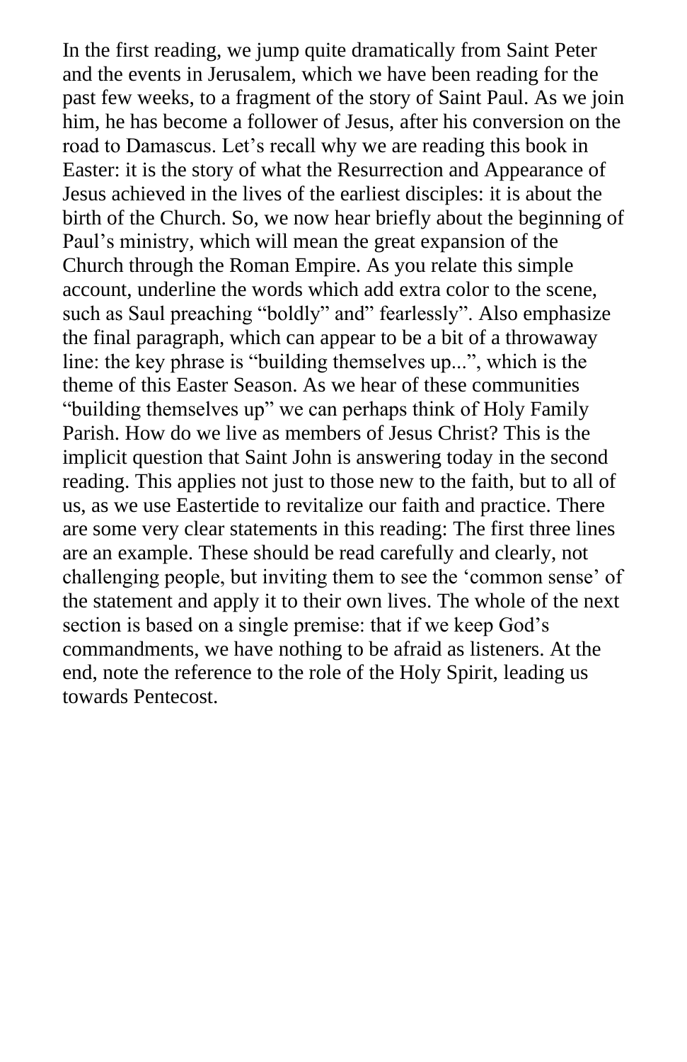In the first reading, we jump quite dramatically from Saint Peter and the events in Jerusalem, which we have been reading for the past few weeks, to a fragment of the story of Saint Paul. As we join him, he has become a follower of Jesus, after his conversion on the road to Damascus. Let’s recall why we are reading this book in Easter: it is the story of what the Resurrection and Appearance of Jesus achieved in the lives of the earliest disciples: it is about the birth of the Church. So, we now hear briefly about the beginning of Paul’s ministry, which will mean the great expansion of the Church through the Roman Empire. As you relate this simple account, underline the words which add extra color to the scene, such as Saul preaching “boldly” and” fearlessly”. Also emphasize the final paragraph, which can appear to be a bit of a throwaway line: the key phrase is “building themselves up...”, which is the theme of this Easter Season. As we hear of these communities “building themselves up” we can perhaps think of Holy Family Parish. How do we live as members of Jesus Christ? This is the implicit question that Saint John is answering today in the second reading. This applies not just to those new to the faith, but to all of us, as we use Eastertide to revitalize our faith and practice. There are some very clear statements in this reading: The first three lines are an example. These should be read carefully and clearly, not challenging people, but inviting them to see the ‘common sense’ of the statement and apply it to their own lives. The whole of the next section is based on a single premise: that if we keep God’s commandments, we have nothing to be afraid as listeners. At the end, note the reference to the role of the Holy Spirit, leading us towards Pentecost.